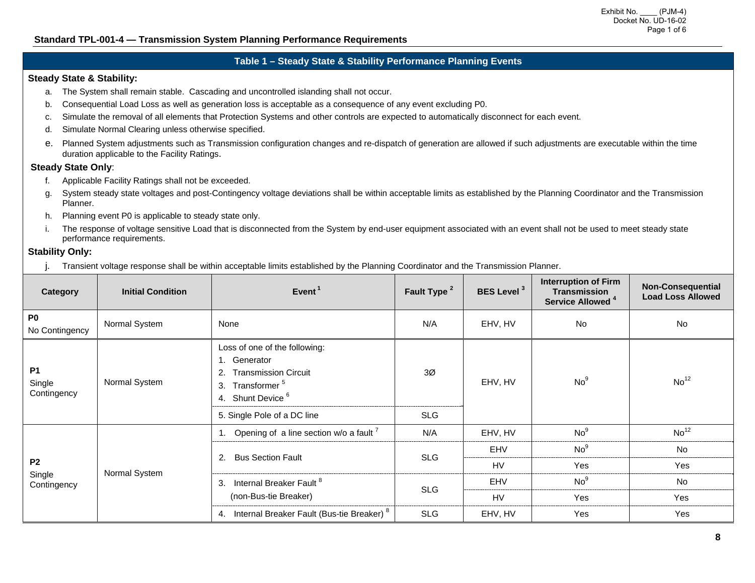## Standard TPL-001-4 — Transmission System Planning Performance Requirements

### Table 1 – Steady State & Stability Performance Planning Events

**Steady State & Stability:**

a. The System shall remain stable. Cascading and uncontrolled islanding shall not occur.

b. Consequential Load Loss as well as generation loss is acceptable as a consequence of any event excluding P0.

c. Simulate the removal of all elements that Protection Systems and other controls are expected to automatically disconnect for each event.

d. Simulate Normal Clearing unless otherwise specified.

e. Planned System adjustments such as Transmission configuration changes and re-dispatch of generation are allowed if such adjustments are executable within the time duration applicable to the Facility Ratings.

**Steady State Only**:

f. Applicable Facility Ratings shall not be exceeded.

g. System steady state voltages and post-Contingency voltage deviations shall be within acceptable limits as established by the Planning Coordinator and the Transmission Planner.

h. Planning event P0 is applicable to steady state only.

i. The response of voltage sensitive Load that is disconnected from the System by end-user equipment associated with an event shall not be used to meet steady state performance requirements.

**Stability Only:**

j. Transient voltage response shall be within acceptable limits established by the Planning Coordinator and the Transmission Planner.

| Category | Initial Condition | Event [1] | Fault Type [2] | BES Level [3] | Interruption of Firm Transmission Service Allowed [4] | Non-Consequential Load Loss Allowed |
|---|---|---|---|---|---|---|
| **P0** No Contingency | Normal System | None | N/A | EHV, HV | No | No |
| **P1** Single Contingency | Normal System | Loss of one of the following: 1. Generator 2. Transmission Circuit 3. Transformer [5] 4. Shunt Device [6] | 3Ø | EHV, HV | No[9] | No[12] |
| | | 5. Single Pole of a DC line | SLG | | | |
| **P2** Single Contingency | Normal System | 1. Opening of a line section w/o a fault [7] | N/A | EHV, HV | No[9] | No[12] |
| | | 2. Bus Section Fault | SLG | EHV | No[9] | No |
| | | | | HV | Yes | Yes |
| | | 3. Internal Breaker Fault [8] (non-Bus-tie Breaker) | SLG | EHV | No[9] | No |
| | | | | HV | Yes | Yes |
| | | 4. Internal Breaker Fault (Bus-tie Breaker) [8] | SLG | EHV, HV | Yes | Yes |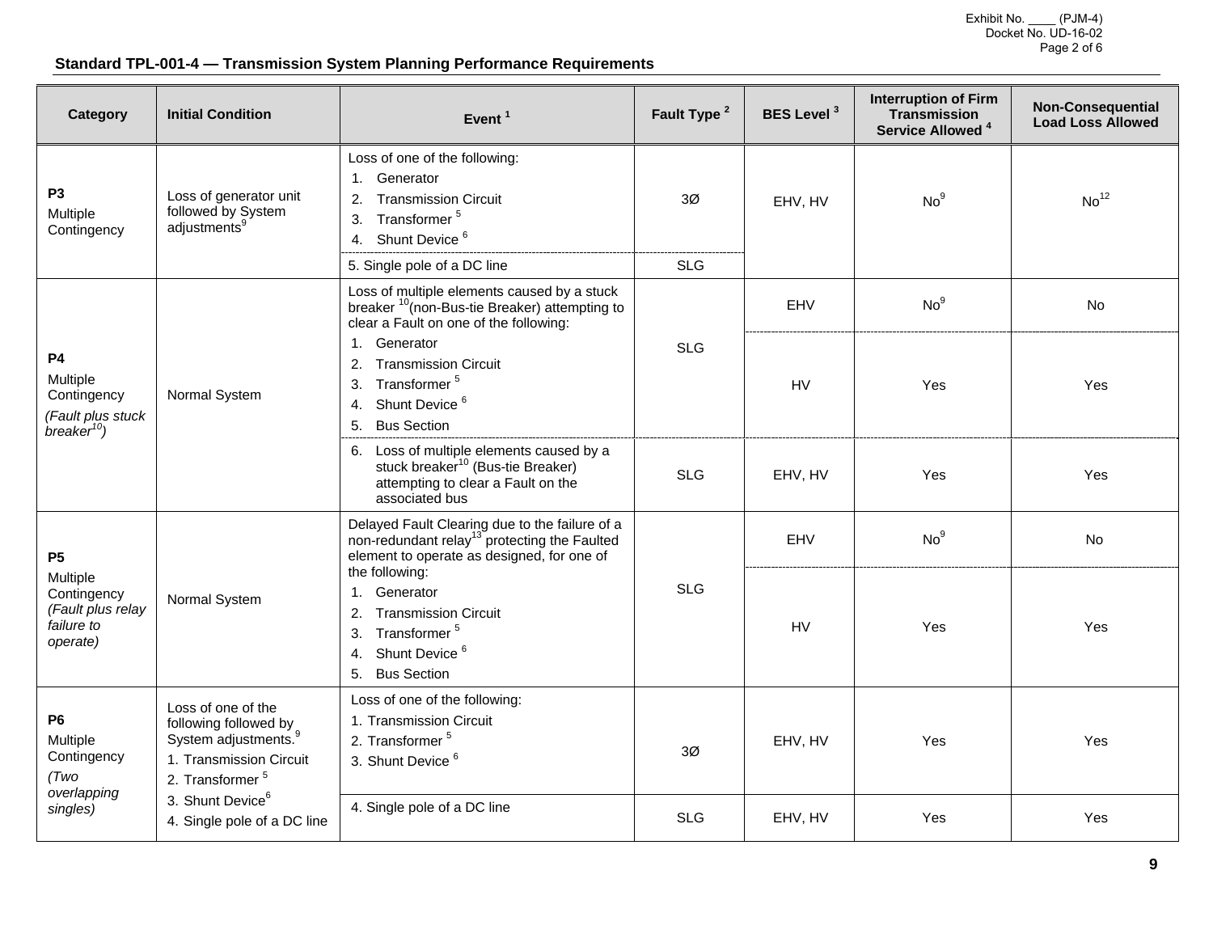## Standard TPL-001-4 — Transmission System Planning Performance Requirements

| Category | Initial Condition | Event [1] | Fault Type [2] | BES Level [3] | Interruption of Firm Transmission Service Allowed [4] | Non-Consequential Load Loss Allowed |
|---|---|---|---|---|---|---|
| **P3** Multiple Contingency | Loss of generator unit followed by System adjustments[9] | Loss of one of the following: 1. Generator 2. Transmission Circuit 3. Transformer [5] 4. Shunt Device [6] | 3Ø | EHV, HV | No[9] | No[12] |
| | | 5. Single pole of a DC line | SLG | | | |
| **P4** Multiple Contingency *(Fault plus stuck breaker[10])* | Normal System | Loss of multiple elements caused by a stuck breaker [10](non-Bus-tie Breaker) attempting to clear a Fault on one of the following: 1. Generator 2. Transmission Circuit 3. Transformer [5] 4. Shunt Device [6] 5. Bus Section | SLG | EHV | No[9] | No |
| | | | | HV | Yes | Yes |
| | | 6. Loss of multiple elements caused by a stuck breaker[10] (Bus-tie Breaker) attempting to clear a Fault on the associated bus | SLG | EHV, HV | Yes | Yes |
| **P5** Multiple Contingency *(Fault plus relay failure to operate)* | Normal System | Delayed Fault Clearing due to the failure of a non-redundant relay[13] protecting the Faulted element to operate as designed, for one of the following: 1. Generator 2. Transmission Circuit 3. Transformer [5] 4. Shunt Device [6] 5. Bus Section | SLG | EHV | No[9] | No |
| | | | | HV | Yes | Yes |
| **P6** Multiple Contingency *(Two overlapping singles)* | Loss of one of the following followed by System adjustments.[9] 1. Transmission Circuit 2. Transformer [5] 3. Shunt Device[6] 4. Single pole of a DC line | Loss of one of the following: 1. Transmission Circuit 2. Transformer [5] 3. Shunt Device [6] | 3Ø | EHV, HV | Yes | Yes |
| | | 4. Single pole of a DC line | SLG | EHV, HV | Yes | Yes |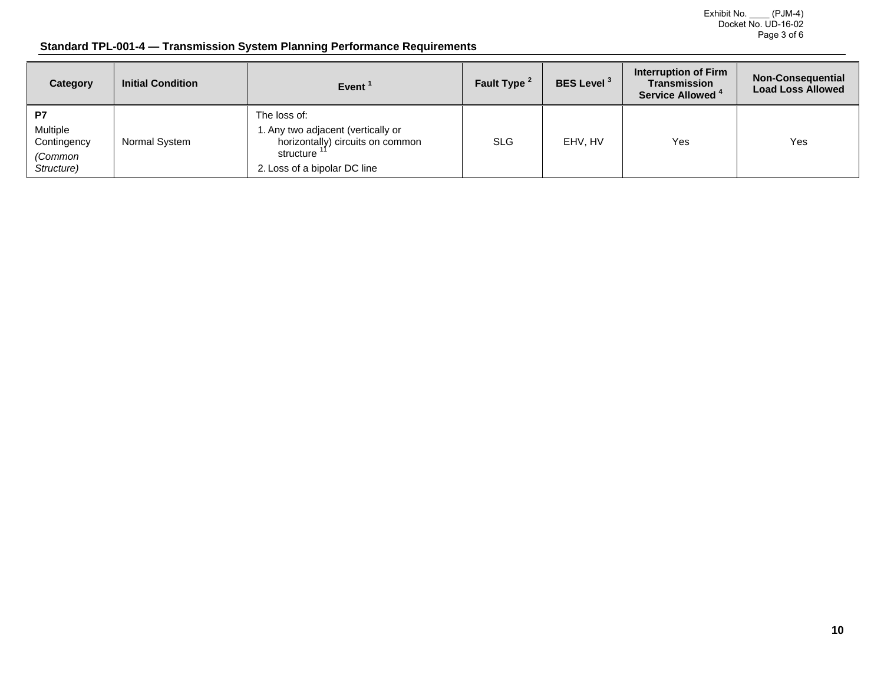**Standard TPL-001-4 — Transmission System Planning Performance Requirements**

| Category | Initial Condition | Event [1] | Fault Type [2] | BES Level [3] | Interruption of Firm Transmission Service Allowed [4] | Non-Consequential Load Loss Allowed |
|---|---|---|---|---|---|---|
| **P7**<br>Multiple Contingency<br>*(Common Structure)* | Normal System | The loss of:<br>1. Any two adjacent (vertically or horizontally) circuits on common structure [11]<br>2. Loss of a bipolar DC line | SLG | EHV, HV | Yes | Yes |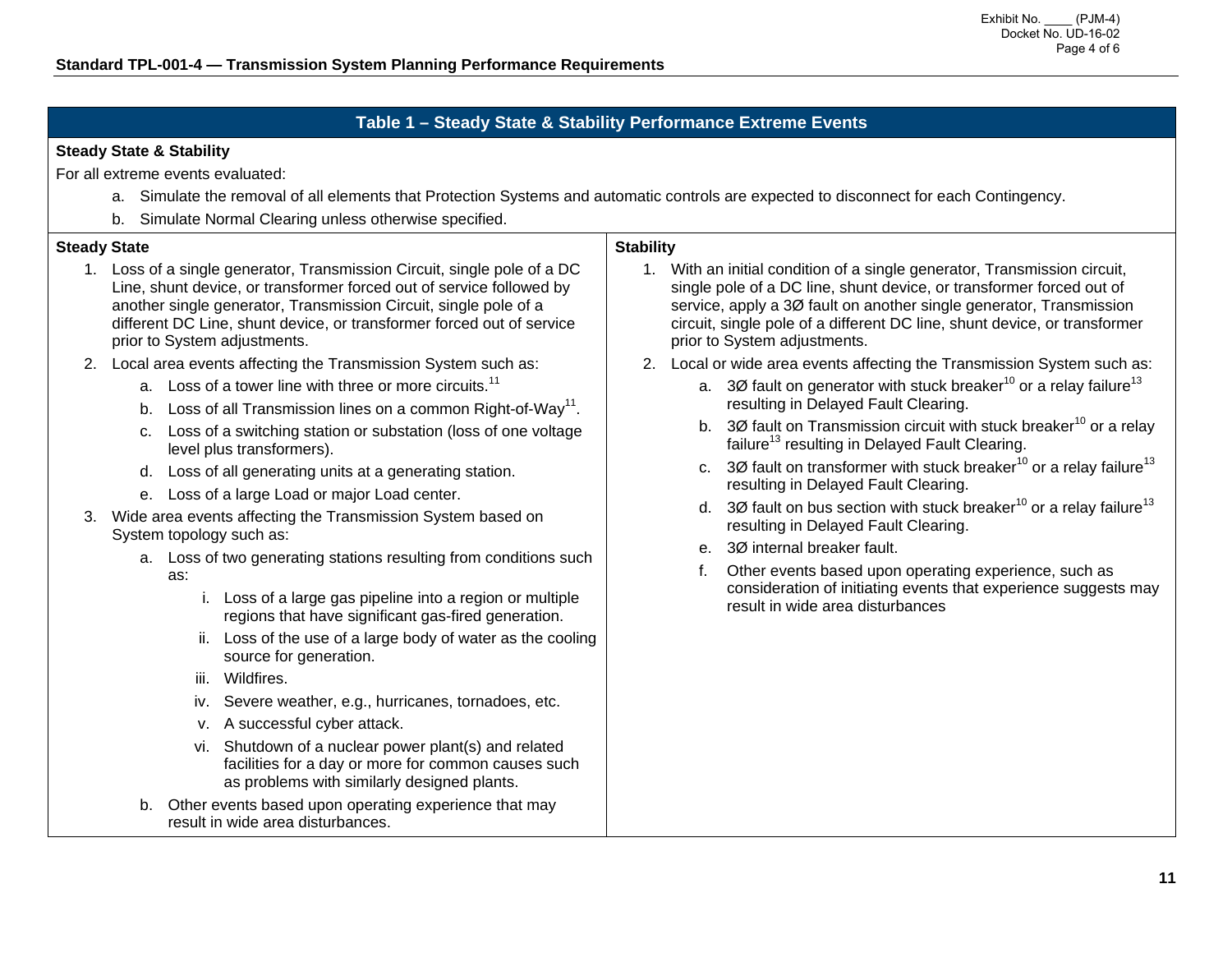## Table 1 – Steady State & Stability Performance Extreme Events

**Steady State & Stability**

For all extreme events evaluated:

a. Simulate the removal of all elements that Protection Systems and automatic controls are expected to disconnect for each Contingency.

b. Simulate Normal Clearing unless otherwise specified.

**Steady State**

1. Loss of a single generator, Transmission Circuit, single pole of a DC Line, shunt device, or transformer forced out of service followed by another single generator, Transmission Circuit, single pole of a different DC Line, shunt device, or transformer forced out of service prior to System adjustments.
2. Local area events affecting the Transmission System such as:
   a. Loss of a tower line with three or more circuits.[11]
   b. Loss of all Transmission lines on a common Right-of-Way[11].
   c. Loss of a switching station or substation (loss of one voltage level plus transformers).
   d. Loss of all generating units at a generating station.
   e. Loss of a large Load or major Load center.
3. Wide area events affecting the Transmission System based on System topology such as:
   a. Loss of two generating stations resulting from conditions such as:
      i. Loss of a large gas pipeline into a region or multiple regions that have significant gas-fired generation.
      ii. Loss of the use of a large body of water as the cooling source for generation.
      iii. Wildfires.
      iv. Severe weather, e.g., hurricanes, tornadoes, etc.
      v. A successful cyber attack.
      vi. Shutdown of a nuclear power plant(s) and related facilities for a day or more for common causes such as problems with similarly designed plants.
   b. Other events based upon operating experience that may result in wide area disturbances.

**Stability**

1. With an initial condition of a single generator, Transmission circuit, single pole of a DC line, shunt device, or transformer forced out of service, apply a 3Ø fault on another single generator, Transmission circuit, single pole of a different DC line, shunt device, or transformer prior to System adjustments.
2. Local or wide area events affecting the Transmission System such as:
   a. 3Ø fault on generator with stuck breaker[10] or a relay failure[13] resulting in Delayed Fault Clearing.
   b. 3Ø fault on Transmission circuit with stuck breaker[10] or a relay failure[13] resulting in Delayed Fault Clearing.
   c. 3Ø fault on transformer with stuck breaker[10] or a relay failure[13] resulting in Delayed Fault Clearing.
   d. 3Ø fault on bus section with stuck breaker[10] or a relay failure[13] resulting in Delayed Fault Clearing.
   e. 3Ø internal breaker fault.
   f. Other events based upon operating experience, such as consideration of initiating events that experience suggests may result in wide area disturbances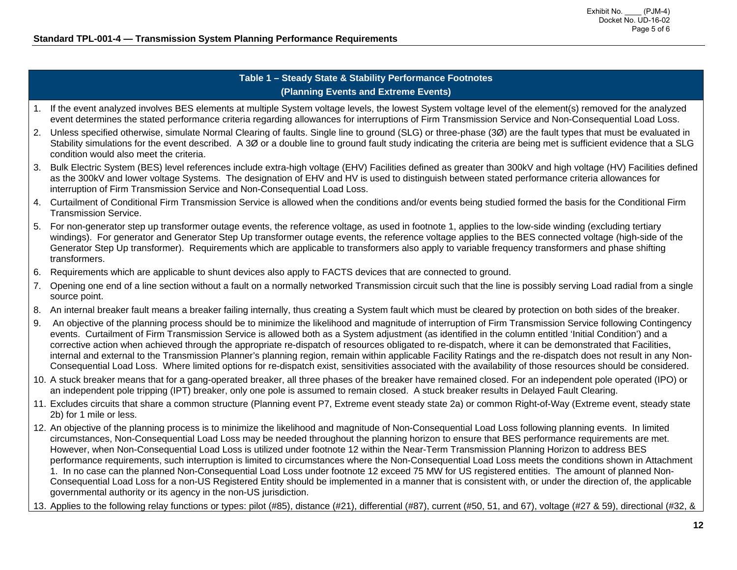## Table 1 – Steady State & Stability Performance Footnotes (Planning Events and Extreme Events)

1. If the event analyzed involves BES elements at multiple System voltage levels, the lowest System voltage level of the element(s) removed for the analyzed event determines the stated performance criteria regarding allowances for interruptions of Firm Transmission Service and Non-Consequential Load Loss.
2. Unless specified otherwise, simulate Normal Clearing of faults. Single line to ground (SLG) or three-phase (3Ø) are the fault types that must be evaluated in Stability simulations for the event described. A 3Ø or a double line to ground fault study indicating the criteria are being met is sufficient evidence that a SLG condition would also meet the criteria.
3. Bulk Electric System (BES) level references include extra-high voltage (EHV) Facilities defined as greater than 300kV and high voltage (HV) Facilities defined as the 300kV and lower voltage Systems. The designation of EHV and HV is used to distinguish between stated performance criteria allowances for interruption of Firm Transmission Service and Non-Consequential Load Loss.
4. Curtailment of Conditional Firm Transmission Service is allowed when the conditions and/or events being studied formed the basis for the Conditional Firm Transmission Service.
5. For non-generator step up transformer outage events, the reference voltage, as used in footnote 1, applies to the low-side winding (excluding tertiary windings). For generator and Generator Step Up transformer outage events, the reference voltage applies to the BES connected voltage (high-side of the Generator Step Up transformer). Requirements which are applicable to transformers also apply to variable frequency transformers and phase shifting transformers.
6. Requirements which are applicable to shunt devices also apply to FACTS devices that are connected to ground.
7. Opening one end of a line section without a fault on a normally networked Transmission circuit such that the line is possibly serving Load radial from a single source point.
8. An internal breaker fault means a breaker failing internally, thus creating a System fault which must be cleared by protection on both sides of the breaker.
9. An objective of the planning process should be to minimize the likelihood and magnitude of interruption of Firm Transmission Service following Contingency events. Curtailment of Firm Transmission Service is allowed both as a System adjustment (as identified in the column entitled 'Initial Condition') and a corrective action when achieved through the appropriate re-dispatch of resources obligated to re-dispatch, where it can be demonstrated that Facilities, internal and external to the Transmission Planner's planning region, remain within applicable Facility Ratings and the re-dispatch does not result in any Non-Consequential Load Loss. Where limited options for re-dispatch exist, sensitivities associated with the availability of those resources should be considered.
10. A stuck breaker means that for a gang-operated breaker, all three phases of the breaker have remained closed. For an independent pole operated (IPO) or an independent pole tripping (IPT) breaker, only one pole is assumed to remain closed. A stuck breaker results in Delayed Fault Clearing.
11. Excludes circuits that share a common structure (Planning event P7, Extreme event steady state 2a) or common Right-of-Way (Extreme event, steady state 2b) for 1 mile or less.
12. An objective of the planning process is to minimize the likelihood and magnitude of Non-Consequential Load Loss following planning events. In limited circumstances, Non-Consequential Load Loss may be needed throughout the planning horizon to ensure that BES performance requirements are met. However, when Non-Consequential Load Loss is utilized under footnote 12 within the Near-Term Transmission Planning Horizon to address BES performance requirements, such interruption is limited to circumstances where the Non-Consequential Load Loss meets the conditions shown in Attachment 1. In no case can the planned Non-Consequential Load Loss under footnote 12 exceed 75 MW for US registered entities. The amount of planned Non-Consequential Load Loss for a non-US Registered Entity should be implemented in a manner that is consistent with, or under the direction of, the applicable governmental authority or its agency in the non-US jurisdiction.
13. Applies to the following relay functions or types: pilot (#85), distance (#21), differential (#87), current (#50, 51, and 67), voltage (#27 & 59), directional (#32, &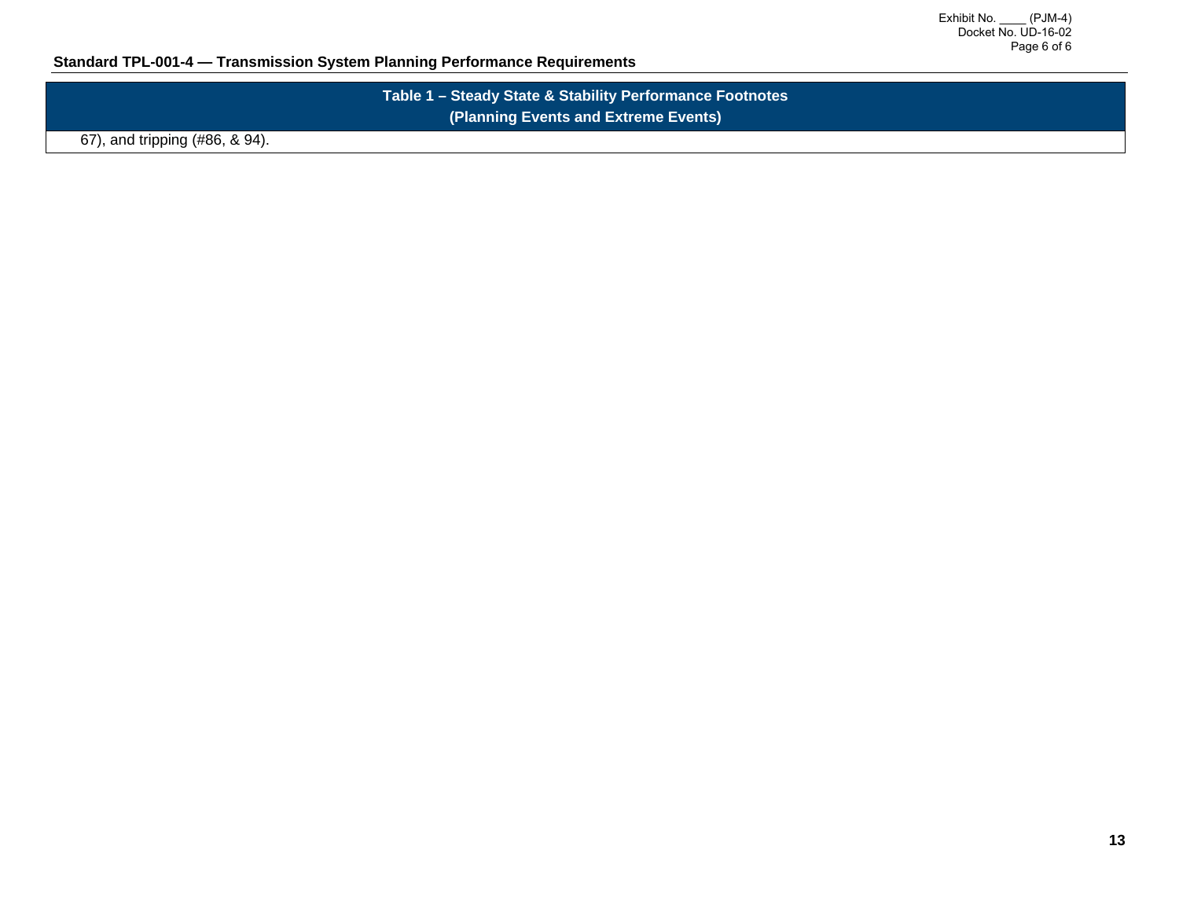**Standard TPL-001-4 — Transmission System Planning Performance Requirements**

| Table 1 – Steady State & Stability Performance Footnotes (Planning Events and Extreme Events) |
|---|
| 67), and tripping (#86, & 94). |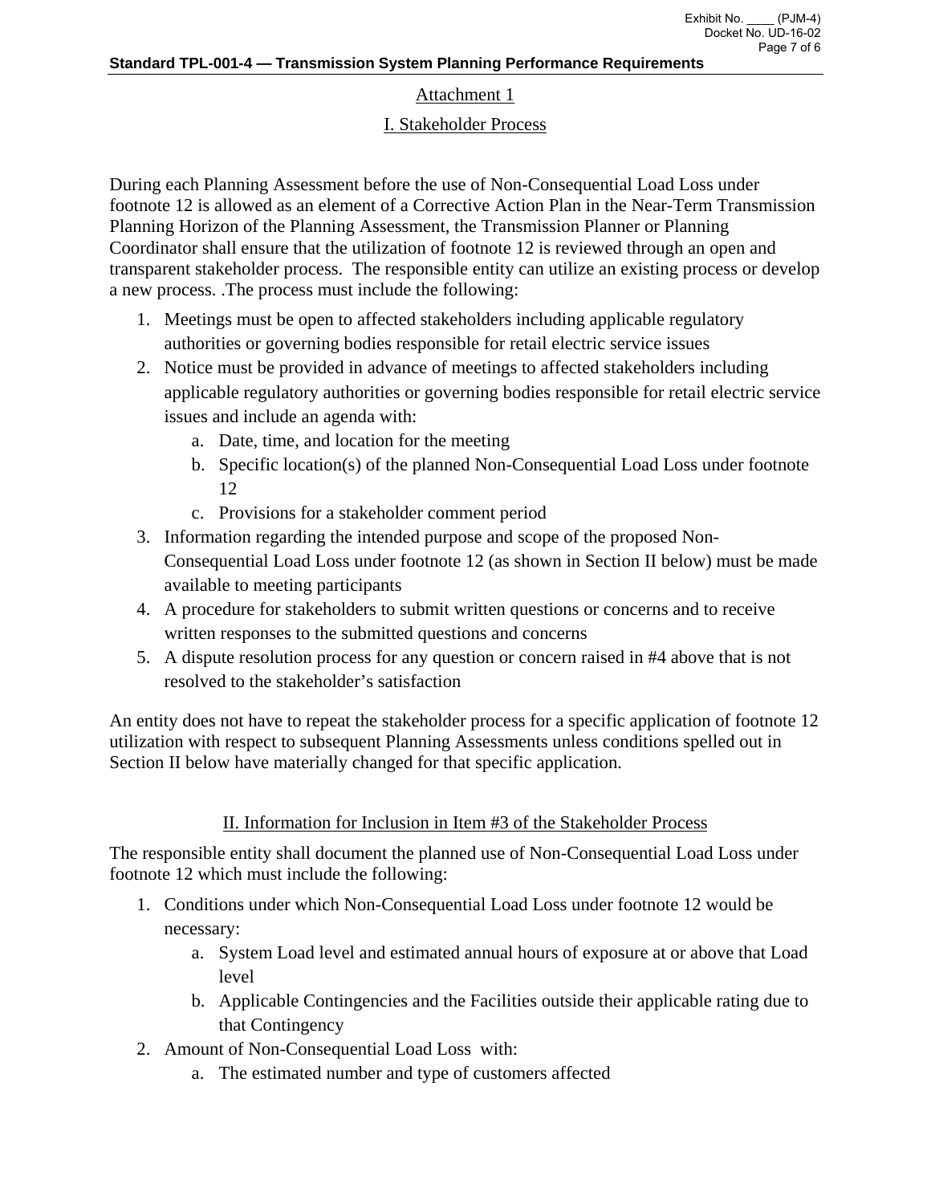## Attachment 1

### I. Stakeholder Process

During each Planning Assessment before the use of Non-Consequential Load Loss under footnote 12 is allowed as an element of a Corrective Action Plan in the Near-Term Transmission Planning Horizon of the Planning Assessment, the Transmission Planner or Planning Coordinator shall ensure that the utilization of footnote 12 is reviewed through an open and transparent stakeholder process. The responsible entity can utilize an existing process or develop a new process. .The process must include the following:

1. Meetings must be open to affected stakeholders including applicable regulatory authorities or governing bodies responsible for retail electric service issues
2. Notice must be provided in advance of meetings to affected stakeholders including applicable regulatory authorities or governing bodies responsible for retail electric service issues and include an agenda with:
   a. Date, time, and location for the meeting
   b. Specific location(s) of the planned Non-Consequential Load Loss under footnote 12
   c. Provisions for a stakeholder comment period
3. Information regarding the intended purpose and scope of the proposed Non-Consequential Load Loss under footnote 12 (as shown in Section II below) must be made available to meeting participants
4. A procedure for stakeholders to submit written questions or concerns and to receive written responses to the submitted questions and concerns
5. A dispute resolution process for any question or concern raised in #4 above that is not resolved to the stakeholder's satisfaction

An entity does not have to repeat the stakeholder process for a specific application of footnote 12 utilization with respect to subsequent Planning Assessments unless conditions spelled out in Section II below have materially changed for that specific application.

### II. Information for Inclusion in Item #3 of the Stakeholder Process

The responsible entity shall document the planned use of Non-Consequential Load Loss under footnote 12 which must include the following:

1. Conditions under which Non-Consequential Load Loss under footnote 12 would be necessary:
   a. System Load level and estimated annual hours of exposure at or above that Load level
   b. Applicable Contingencies and the Facilities outside their applicable rating due to that Contingency
2. Amount of Non-Consequential Load Loss with:
   a. The estimated number and type of customers affected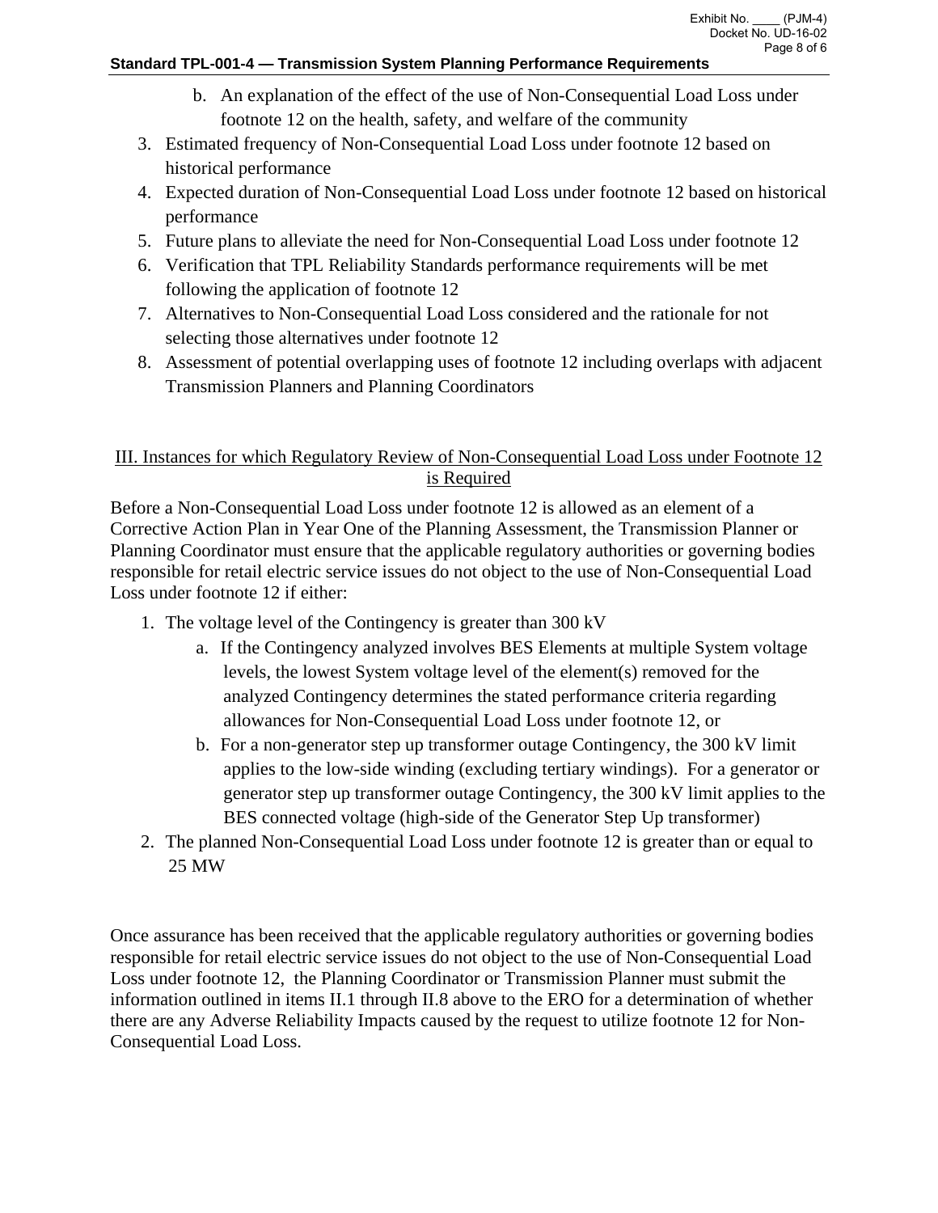b. An explanation of the effect of the use of Non-Consequential Load Loss under footnote 12 on the health, safety, and welfare of the community

3. Estimated frequency of Non-Consequential Load Loss under footnote 12 based on historical performance
4. Expected duration of Non-Consequential Load Loss under footnote 12 based on historical performance
5. Future plans to alleviate the need for Non-Consequential Load Loss under footnote 12
6. Verification that TPL Reliability Standards performance requirements will be met following the application of footnote 12
7. Alternatives to Non-Consequential Load Loss considered and the rationale for not selecting those alternatives under footnote 12
8. Assessment of potential overlapping uses of footnote 12 including overlaps with adjacent Transmission Planners and Planning Coordinators

## III. Instances for which Regulatory Review of Non-Consequential Load Loss under Footnote 12 is Required

Before a Non-Consequential Load Loss under footnote 12 is allowed as an element of a Corrective Action Plan in Year One of the Planning Assessment, the Transmission Planner or Planning Coordinator must ensure that the applicable regulatory authorities or governing bodies responsible for retail electric service issues do not object to the use of Non-Consequential Load Loss under footnote 12 if either:

1. The voltage level of the Contingency is greater than 300 kV
   a. If the Contingency analyzed involves BES Elements at multiple System voltage levels, the lowest System voltage level of the element(s) removed for the analyzed Contingency determines the stated performance criteria regarding allowances for Non-Consequential Load Loss under footnote 12, or
   b. For a non-generator step up transformer outage Contingency, the 300 kV limit applies to the low-side winding (excluding tertiary windings). For a generator or generator step up transformer outage Contingency, the 300 kV limit applies to the BES connected voltage (high-side of the Generator Step Up transformer)
2. The planned Non-Consequential Load Loss under footnote 12 is greater than or equal to 25 MW

Once assurance has been received that the applicable regulatory authorities or governing bodies responsible for retail electric service issues do not object to the use of Non-Consequential Load Loss under footnote 12, the Planning Coordinator or Transmission Planner must submit the information outlined in items II.1 through II.8 above to the ERO for a determination of whether there are any Adverse Reliability Impacts caused by the request to utilize footnote 12 for Non-Consequential Load Loss.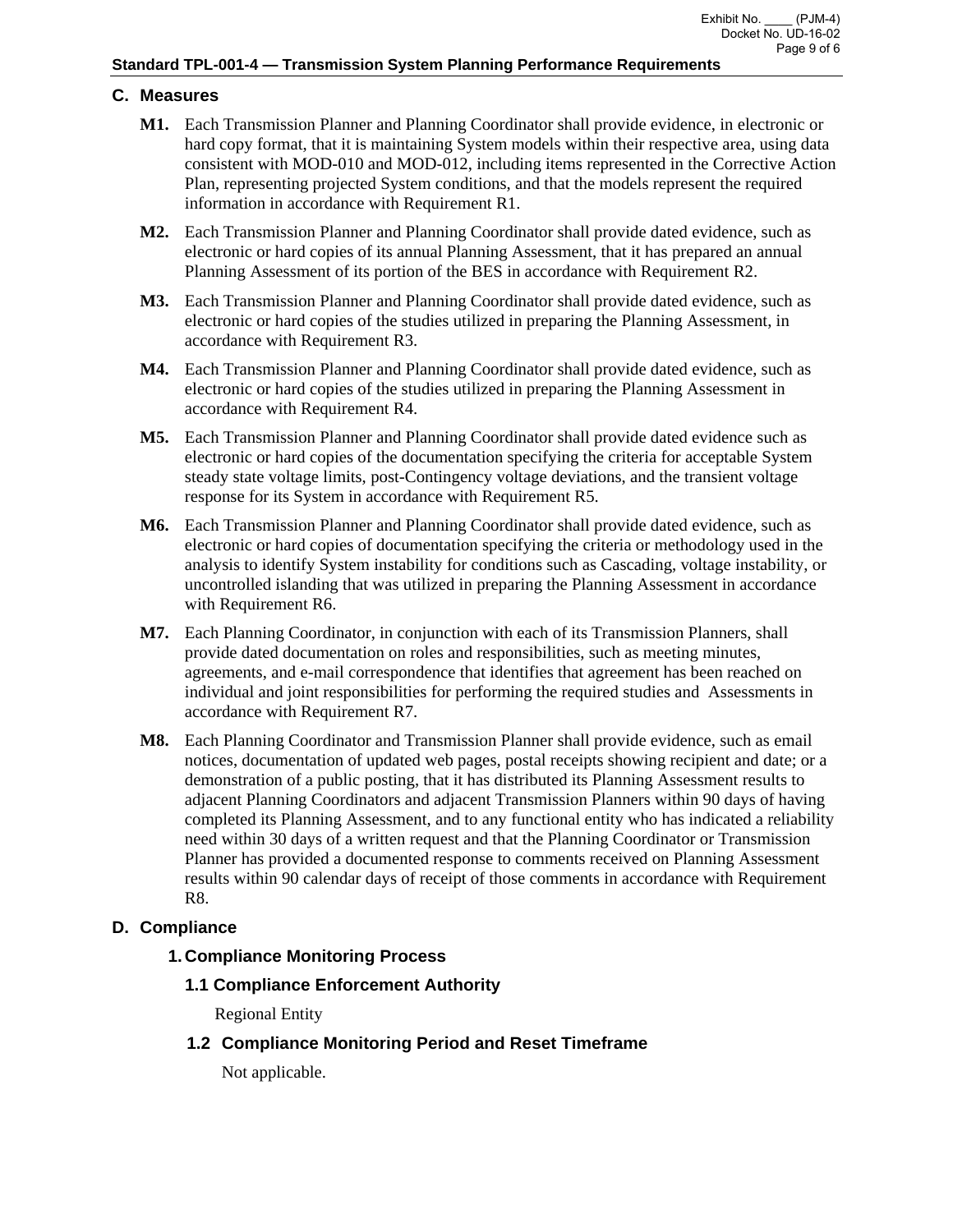## C. Measures

**M1.** Each Transmission Planner and Planning Coordinator shall provide evidence, in electronic or hard copy format, that it is maintaining System models within their respective area, using data consistent with MOD-010 and MOD-012, including items represented in the Corrective Action Plan, representing projected System conditions, and that the models represent the required information in accordance with Requirement R1.

**M2.** Each Transmission Planner and Planning Coordinator shall provide dated evidence, such as electronic or hard copies of its annual Planning Assessment, that it has prepared an annual Planning Assessment of its portion of the BES in accordance with Requirement R2.

**M3.** Each Transmission Planner and Planning Coordinator shall provide dated evidence, such as electronic or hard copies of the studies utilized in preparing the Planning Assessment, in accordance with Requirement R3.

**M4.** Each Transmission Planner and Planning Coordinator shall provide dated evidence, such as electronic or hard copies of the studies utilized in preparing the Planning Assessment in accordance with Requirement R4.

**M5.** Each Transmission Planner and Planning Coordinator shall provide dated evidence such as electronic or hard copies of the documentation specifying the criteria for acceptable System steady state voltage limits, post-Contingency voltage deviations, and the transient voltage response for its System in accordance with Requirement R5.

**M6.** Each Transmission Planner and Planning Coordinator shall provide dated evidence, such as electronic or hard copies of documentation specifying the criteria or methodology used in the analysis to identify System instability for conditions such as Cascading, voltage instability, or uncontrolled islanding that was utilized in preparing the Planning Assessment in accordance with Requirement R6.

**M7.** Each Planning Coordinator, in conjunction with each of its Transmission Planners, shall provide dated documentation on roles and responsibilities, such as meeting minutes, agreements, and e-mail correspondence that identifies that agreement has been reached on individual and joint responsibilities for performing the required studies and Assessments in accordance with Requirement R7.

**M8.** Each Planning Coordinator and Transmission Planner shall provide evidence, such as email notices, documentation of updated web pages, postal receipts showing recipient and date; or a demonstration of a public posting, that it has distributed its Planning Assessment results to adjacent Planning Coordinators and adjacent Transmission Planners within 90 days of having completed its Planning Assessment, and to any functional entity who has indicated a reliability need within 30 days of a written request and that the Planning Coordinator or Transmission Planner has provided a documented response to comments received on Planning Assessment results within 90 calendar days of receipt of those comments in accordance with Requirement R8.

## D. Compliance

### 1. Compliance Monitoring Process

#### 1.1 Compliance Enforcement Authority

Regional Entity

#### 1.2 Compliance Monitoring Period and Reset Timeframe

Not applicable.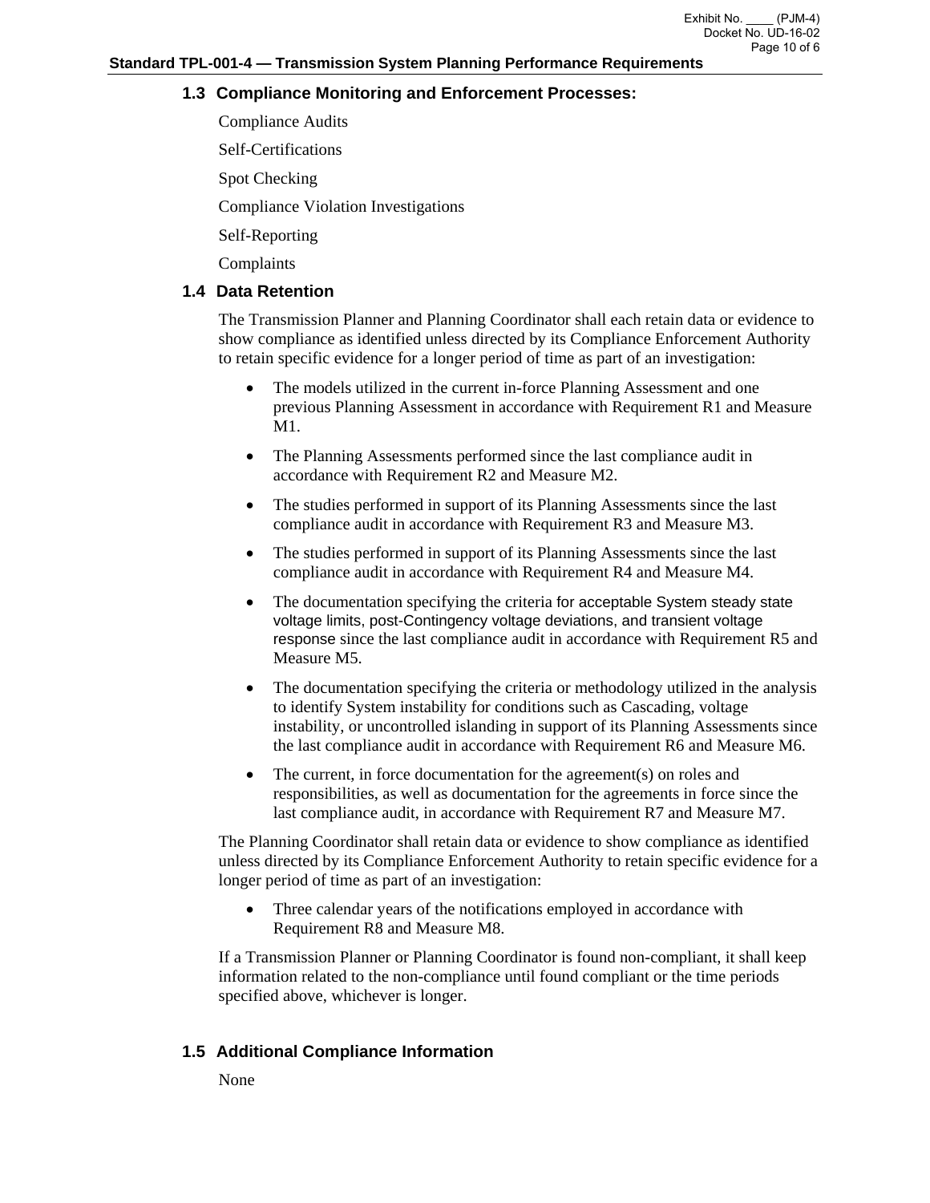### 1.3 Compliance Monitoring and Enforcement Processes:

Compliance Audits

Self-Certifications

Spot Checking

Compliance Violation Investigations

Self-Reporting

Complaints

### 1.4 Data Retention

The Transmission Planner and Planning Coordinator shall each retain data or evidence to show compliance as identified unless directed by its Compliance Enforcement Authority to retain specific evidence for a longer period of time as part of an investigation:

- The models utilized in the current in-force Planning Assessment and one previous Planning Assessment in accordance with Requirement R1 and Measure M1.
- The Planning Assessments performed since the last compliance audit in accordance with Requirement R2 and Measure M2.
- The studies performed in support of its Planning Assessments since the last compliance audit in accordance with Requirement R3 and Measure M3.
- The studies performed in support of its Planning Assessments since the last compliance audit in accordance with Requirement R4 and Measure M4.
- The documentation specifying the criteria for acceptable System steady state voltage limits, post-Contingency voltage deviations, and transient voltage response since the last compliance audit in accordance with Requirement R5 and Measure M5.
- The documentation specifying the criteria or methodology utilized in the analysis to identify System instability for conditions such as Cascading, voltage instability, or uncontrolled islanding in support of its Planning Assessments since the last compliance audit in accordance with Requirement R6 and Measure M6.
- The current, in force documentation for the agreement(s) on roles and responsibilities, as well as documentation for the agreements in force since the last compliance audit, in accordance with Requirement R7 and Measure M7.

The Planning Coordinator shall retain data or evidence to show compliance as identified unless directed by its Compliance Enforcement Authority to retain specific evidence for a longer period of time as part of an investigation:

- Three calendar years of the notifications employed in accordance with Requirement R8 and Measure M8.

If a Transmission Planner or Planning Coordinator is found non-compliant, it shall keep information related to the non-compliance until found compliant or the time periods specified above, whichever is longer.

### 1.5 Additional Compliance Information

None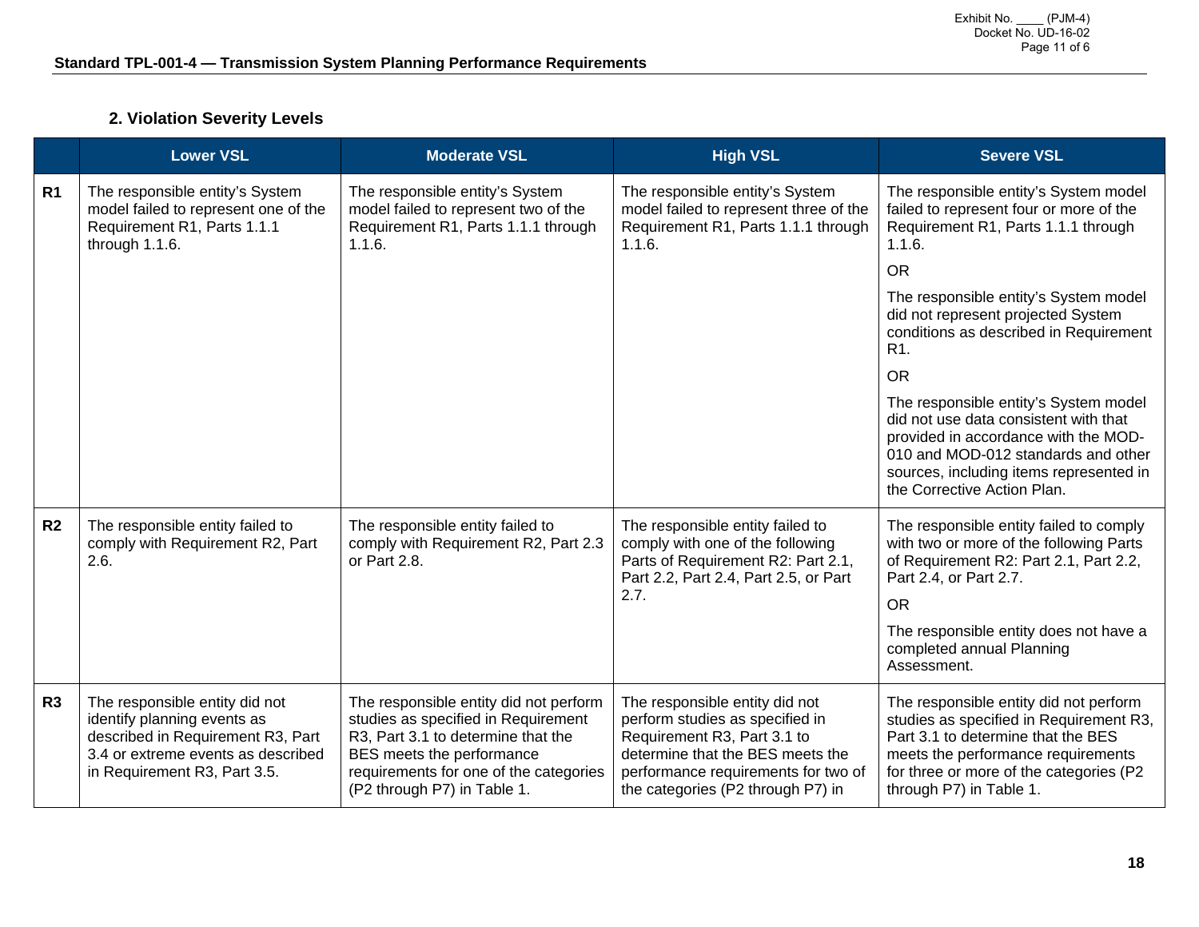## 2. Violation Severity Levels

| | Lower VSL | Moderate VSL | High VSL | Severe VSL |
|---|---|---|---|---|
| **R1** | The responsible entity's System model failed to represent one of the Requirement R1, Parts 1.1.1 through 1.1.6. | The responsible entity's System model failed to represent two of the Requirement R1, Parts 1.1.1 through 1.1.6. | The responsible entity's System model failed to represent three of the Requirement R1, Parts 1.1.1 through 1.1.6. | The responsible entity's System model failed to represent four or more of the Requirement R1, Parts 1.1.1 through 1.1.6.<br><br>OR<br><br>The responsible entity's System model did not represent projected System conditions as described in Requirement R1.<br><br>OR<br><br>The responsible entity's System model did not use data consistent with that provided in accordance with the MOD-010 and MOD-012 standards and other sources, including items represented in the Corrective Action Plan. |
| **R2** | The responsible entity failed to comply with Requirement R2, Part 2.6. | The responsible entity failed to comply with Requirement R2, Part 2.3 or Part 2.8. | The responsible entity failed to comply with one of the following Parts of Requirement R2: Part 2.1, Part 2.2, Part 2.4, Part 2.5, or Part 2.7. | The responsible entity failed to comply with two or more of the following Parts of Requirement R2: Part 2.1, Part 2.2, Part 2.4, or Part 2.7.<br><br>OR<br><br>The responsible entity does not have a completed annual Planning Assessment. |
| **R3** | The responsible entity did not identify planning events as described in Requirement R3, Part 3.4 or extreme events as described in Requirement R3, Part 3.5. | The responsible entity did not perform studies as specified in Requirement R3, Part 3.1 to determine that the BES meets the performance requirements for one of the categories (P2 through P7) in Table 1. | The responsible entity did not perform studies as specified in Requirement R3, Part 3.1 to determine that the BES meets the performance requirements for two of the categories (P2 through P7) in | The responsible entity did not perform studies as specified in Requirement R3, Part 3.1 to determine that the BES meets the performance requirements for three or more of the categories (P2 through P7) in Table 1. |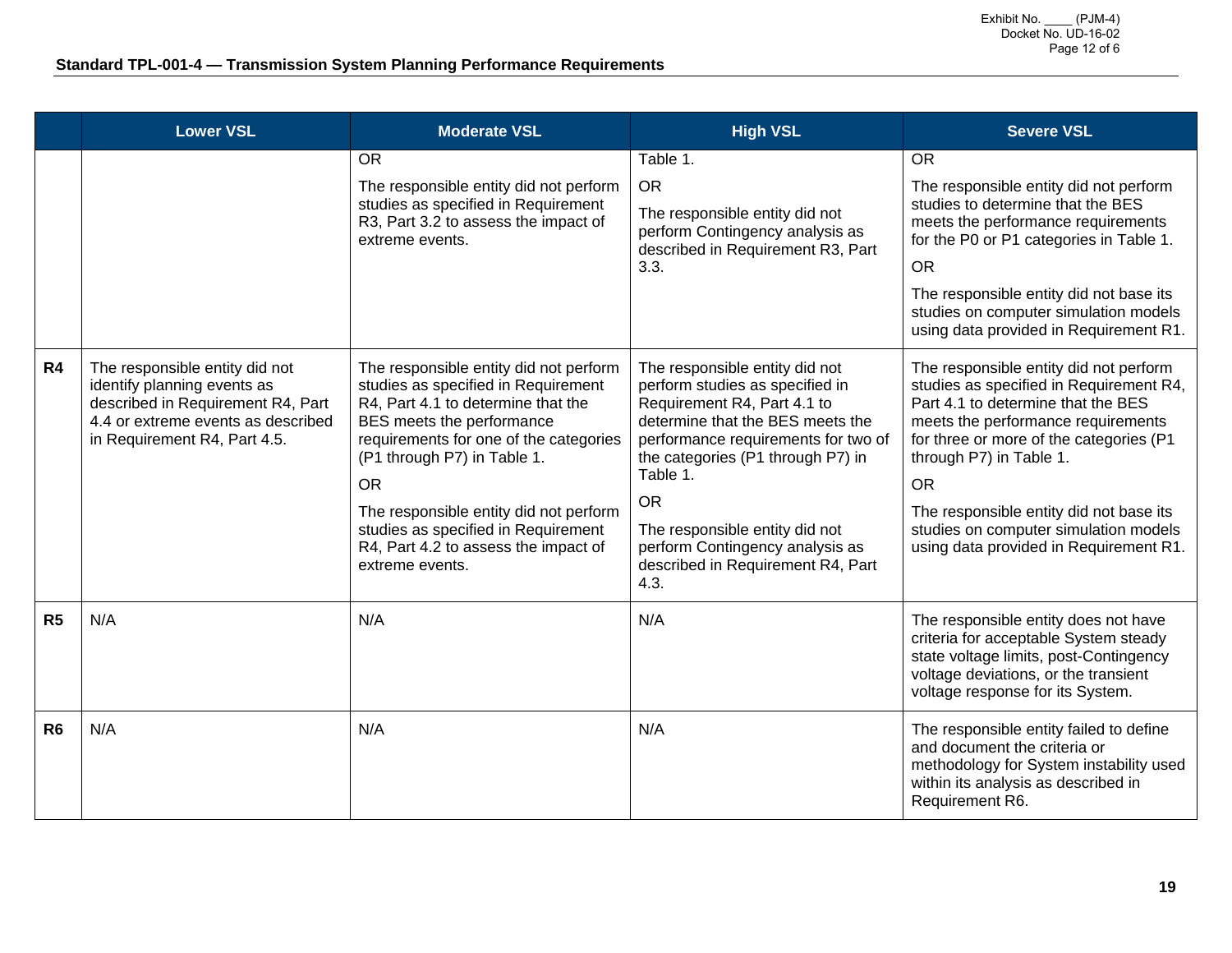## Standard TPL-001-4 — Transmission System Planning Performance Requirements

| | Lower VSL | Moderate VSL | High VSL | Severe VSL |
|---|---|---|---|---|
| | | OR<br><br>The responsible entity did not perform studies as specified in Requirement R3, Part 3.2 to assess the impact of extreme events. | Table 1.<br><br>OR<br><br>The responsible entity did not perform Contingency analysis as described in Requirement R3, Part 3.3. | OR<br><br>The responsible entity did not perform studies to determine that the BES meets the performance requirements for the P0 or P1 categories in Table 1.<br><br>OR<br><br>The responsible entity did not base its studies on computer simulation models using data provided in Requirement R1. |
| **R4** | The responsible entity did not identify planning events as described in Requirement R4, Part 4.4 or extreme events as described in Requirement R4, Part 4.5. | The responsible entity did not perform studies as specified in Requirement R4, Part 4.1 to determine that the BES meets the performance requirements for one of the categories (P1 through P7) in Table 1.<br><br>OR<br><br>The responsible entity did not perform studies as specified in Requirement R4, Part 4.2 to assess the impact of extreme events. | The responsible entity did not perform studies as specified in Requirement R4, Part 4.1 to determine that the BES meets the performance requirements for two of the categories (P1 through P7) in Table 1.<br><br>OR<br><br>The responsible entity did not perform Contingency analysis as described in Requirement R4, Part 4.3. | The responsible entity did not perform studies as specified in Requirement R4, Part 4.1 to determine that the BES meets the performance requirements for three or more of the categories (P1 through P7) in Table 1.<br><br>OR<br><br>The responsible entity did not base its studies on computer simulation models using data provided in Requirement R1. |
| **R5** | N/A | N/A | N/A | The responsible entity does not have criteria for acceptable System steady state voltage limits, post-Contingency voltage deviations, or the transient voltage response for its System. |
| **R6** | N/A | N/A | N/A | The responsible entity failed to define and document the criteria or methodology for System instability used within its analysis as described in Requirement R6. |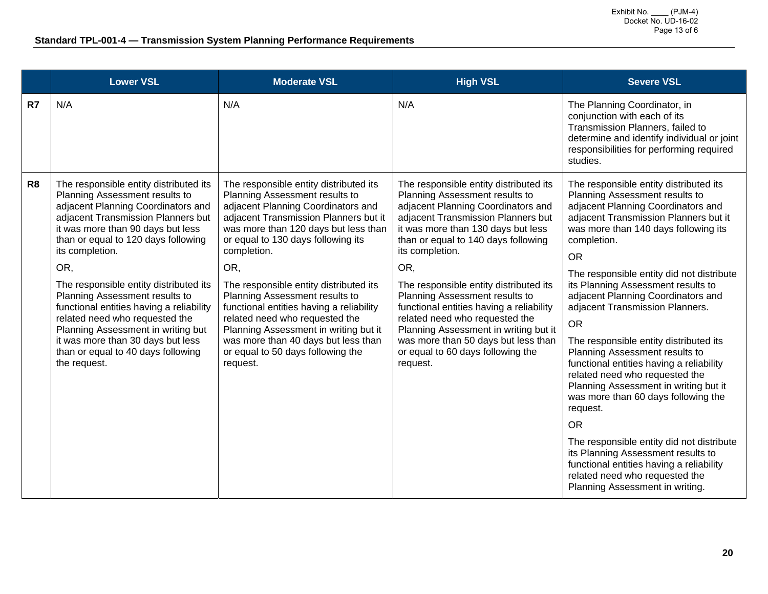## Standard TPL-001-4 — Transmission System Planning Performance Requirements

| | Lower VSL | Moderate VSL | High VSL | Severe VSL |
|---|---|---|---|---|
| **R7** | N/A | N/A | N/A | The Planning Coordinator, in conjunction with each of its Transmission Planners, failed to determine and identify individual or joint responsibilities for performing required studies. |
| **R8** | The responsible entity distributed its Planning Assessment results to adjacent Planning Coordinators and adjacent Transmission Planners but it was more than 90 days but less than or equal to 120 days following its completion.<br><br>OR,<br><br>The responsible entity distributed its Planning Assessment results to functional entities having a reliability related need who requested the Planning Assessment in writing but it was more than 30 days but less than or equal to 40 days following the request. | The responsible entity distributed its Planning Assessment results to adjacent Planning Coordinators and adjacent Transmission Planners but it was more than 120 days but less than or equal to 130 days following its completion.<br><br>OR,<br><br>The responsible entity distributed its Planning Assessment results to functional entities having a reliability related need who requested the Planning Assessment in writing but it was more than 40 days but less than or equal to 50 days following the request. | The responsible entity distributed its Planning Assessment results to adjacent Planning Coordinators and adjacent Transmission Planners but it was more than 130 days but less than or equal to 140 days following its completion.<br><br>OR,<br><br>The responsible entity distributed its Planning Assessment results to functional entities having a reliability related need who requested the Planning Assessment in writing but it was more than 50 days but less than or equal to 60 days following the request. | The responsible entity distributed its Planning Assessment results to adjacent Planning Coordinators and adjacent Transmission Planners but it was more than 140 days following its completion.<br><br>OR<br><br>The responsible entity did not distribute its Planning Assessment results to adjacent Planning Coordinators and adjacent Transmission Planners.<br><br>OR<br><br>The responsible entity distributed its Planning Assessment results to functional entities having a reliability related need who requested the Planning Assessment in writing but it was more than 60 days following the request.<br><br>OR<br><br>The responsible entity did not distribute its Planning Assessment results to functional entities having a reliability related need who requested the Planning Assessment in writing. |